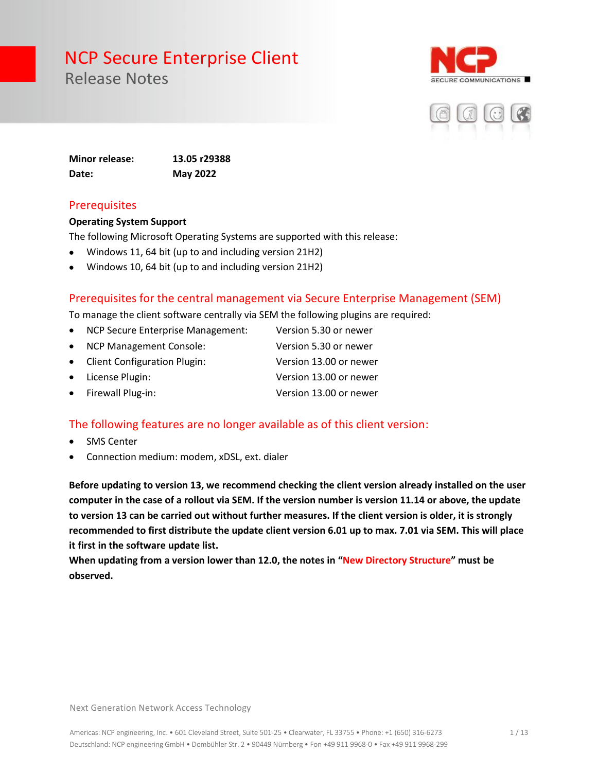# NCP Secure Enterprise Client

## Release Notes

**Minor release:** **13.05 r29388**
**Date:** **May 2022**

## Prerequisites

**Operating System Support**

The following Microsoft Operating Systems are supported with this release:

- Windows 11, 64 bit (up to and including version 21H2)
- Windows 10, 64 bit (up to and including version 21H2)

## Prerequisites for the central management via Secure Enterprise Management (SEM)

To manage the client software centrally via SEM the following plugins are required:

- NCP Secure Enterprise Management: Version 5.30 or newer
- NCP Management Console: Version 5.30 or newer
- Client Configuration Plugin: Version 13.00 or newer
- License Plugin: Version 13.00 or newer
- Firewall Plug-in: Version 13.00 or newer

## The following features are no longer available as of this client version:

- SMS Center
- Connection medium: modem, xDSL, ext. dialer

**Before updating to version 13, we recommend checking the client version already installed on the user computer in the case of a rollout via SEM. If the version number is version 11.14 or above, the update to version 13 can be carried out without further measures. If the client version is older, it is strongly recommended to first distribute the update client version 6.01 up to max. 7.01 via SEM. This will place it first in the software update list.**
**When updating from a version lower than 12.0, the notes in "New Directory Structure" must be observed.**

Next Generation Network Access Technology

Americas: NCP engineering, Inc. • 601 Cleveland Street, Suite 501-25 • Clearwater, FL 33755 • Phone: +1 (650) 316-6273
Deutschland: NCP engineering GmbH • Dombühler Str. 2 • 90449 Nürnberg • Fon +49 911 9968-0 • Fax +49 911 9968-299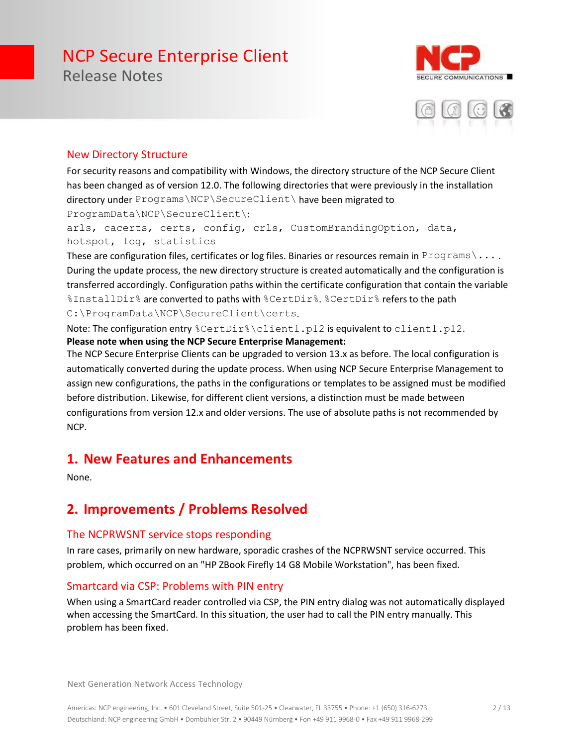### New Directory Structure

For security reasons and compatibility with Windows, the directory structure of the NCP Secure Client has been changed as of version 12.0. The following directories that were previously in the installation directory under `Programs\NCP\SecureClient\` have been migrated to `ProgramData\NCP\SecureClient\`:

`arls, cacerts, certs, config, crls, CustomBrandingOption, data, hotspot, log, statistics`

These are configuration files, certificates or log files. Binaries or resources remain in `Programs\...` . During the update process, the new directory structure is created automatically and the configuration is transferred accordingly. Configuration paths within the certificate configuration that contain the variable `%InstallDir%` are converted to paths with `%CertDir%`. `%CertDir%` refers to the path `C:\ProgramData\NCP\SecureClient\certs`.

Note: The configuration entry `%CertDir%\client1.p12` is equivalent to `client1.p12`.

**Please note when using the NCP Secure Enterprise Management:**

The NCP Secure Enterprise Clients can be upgraded to version 13.x as before. The local configuration is automatically converted during the update process. When using NCP Secure Enterprise Management to assign new configurations, the paths in the configurations or templates to be assigned must be modified before distribution. Likewise, for different client versions, a distinction must be made between configurations from version 12.x and older versions. The use of absolute paths is not recommended by NCP.

## 1. New Features and Enhancements

None.

## 2. Improvements / Problems Resolved

### The NCPRWSNT service stops responding

In rare cases, primarily on new hardware, sporadic crashes of the NCPRWSNT service occurred. This problem, which occurred on an "HP ZBook Firefly 14 G8 Mobile Workstation", has been fixed.

### Smartcard via CSP: Problems with PIN entry

When using a SmartCard reader controlled via CSP, the PIN entry dialog was not automatically displayed when accessing the SmartCard. In this situation, the user had to call the PIN entry manually. This problem has been fixed.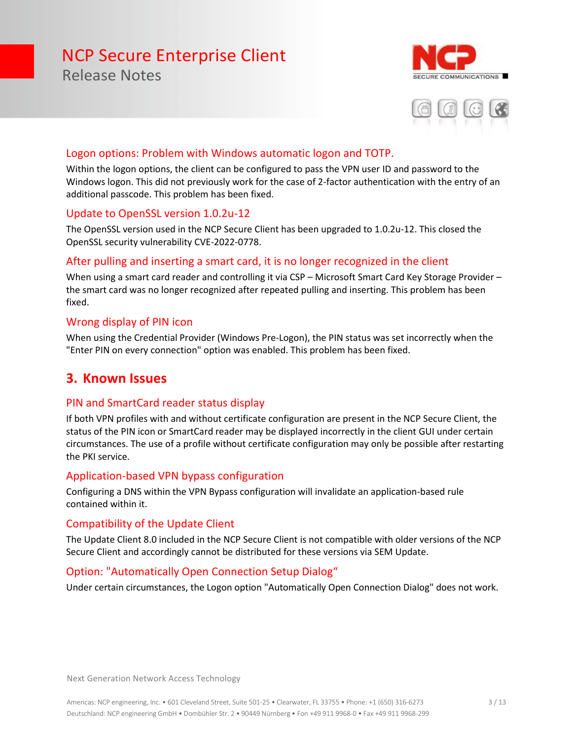### Logon options: Problem with Windows automatic logon and TOTP.

Within the logon options, the client can be configured to pass the VPN user ID and password to the Windows logon. This did not previously work for the case of 2-factor authentication with the entry of an additional passcode. This problem has been fixed.

### Update to OpenSSL version 1.0.2u-12

The OpenSSL version used in the NCP Secure Client has been upgraded to 1.0.2u-12. This closed the OpenSSL security vulnerability CVE-2022-0778.

### After pulling and inserting a smart card, it is no longer recognized in the client

When using a smart card reader and controlling it via CSP – Microsoft Smart Card Key Storage Provider – the smart card was no longer recognized after repeated pulling and inserting. This problem has been fixed.

### Wrong display of PIN icon

When using the Credential Provider (Windows Pre-Logon), the PIN status was set incorrectly when the "Enter PIN on every connection" option was enabled. This problem has been fixed.

## 3. Known Issues

### PIN and SmartCard reader status display

If both VPN profiles with and without certificate configuration are present in the NCP Secure Client, the status of the PIN icon or SmartCard reader may be displayed incorrectly in the client GUI under certain circumstances. The use of a profile without certificate configuration may only be possible after restarting the PKI service.

### Application-based VPN bypass configuration

Configuring a DNS within the VPN Bypass configuration will invalidate an application-based rule contained within it.

### Compatibility of the Update Client

The Update Client 8.0 included in the NCP Secure Client is not compatible with older versions of the NCP Secure Client and accordingly cannot be distributed for these versions via SEM Update.

### Option: "Automatically Open Connection Setup Dialog“

Under certain circumstances, the Logon option "Automatically Open Connection Dialog" does not work.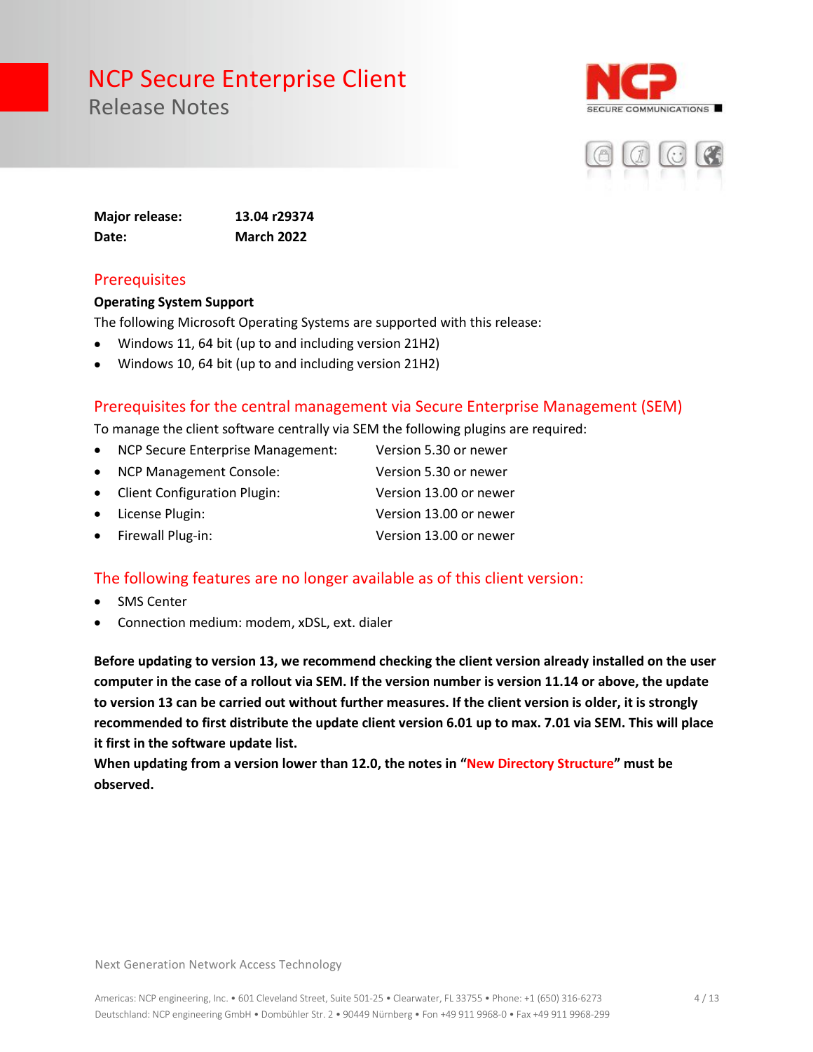# NCP Secure Enterprise Client

Release Notes

**Major release:** 13.04 r29374
**Date:** March 2022

## Prerequisites

**Operating System Support**

The following Microsoft Operating Systems are supported with this release:

- Windows 11, 64 bit (up to and including version 21H2)
- Windows 10, 64 bit (up to and including version 21H2)

## Prerequisites for the central management via Secure Enterprise Management (SEM)

To manage the client software centrally via SEM the following plugins are required:

- NCP Secure Enterprise Management: Version 5.30 or newer
- NCP Management Console: Version 5.30 or newer
- Client Configuration Plugin: Version 13.00 or newer
- License Plugin: Version 13.00 or newer
- Firewall Plug-in: Version 13.00 or newer

## The following features are no longer available as of this client version:

- SMS Center
- Connection medium: modem, xDSL, ext. dialer

**Before updating to version 13, we recommend checking the client version already installed on the user computer in the case of a rollout via SEM. If the version number is version 11.14 or above, the update to version 13 can be carried out without further measures. If the client version is older, it is strongly recommended to first distribute the update client version 6.01 up to max. 7.01 via SEM. This will place it first in the software update list.**
**When updating from a version lower than 12.0, the notes in "New Directory Structure" must be observed.**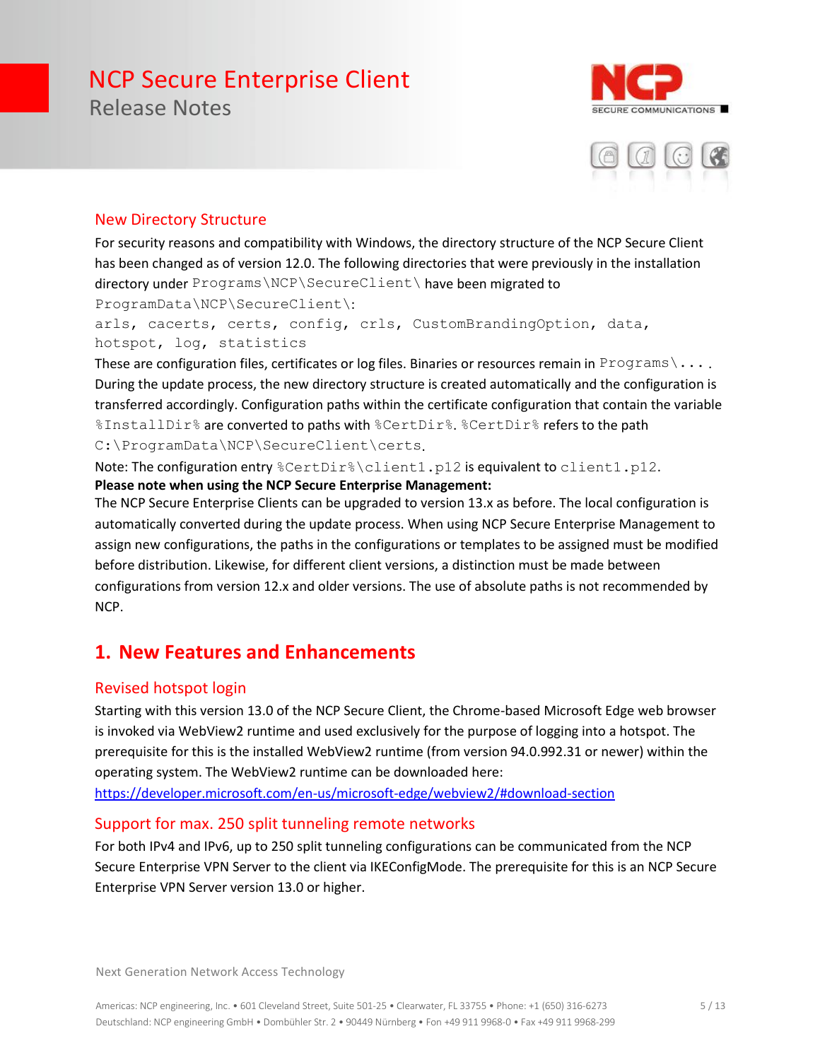### New Directory Structure

For security reasons and compatibility with Windows, the directory structure of the NCP Secure Client has been changed as of version 12.0. The following directories that were previously in the installation directory under `Programs\NCP\SecureClient\` have been migrated to `ProgramData\NCP\SecureClient\`:

`arls, cacerts, certs, config, crls, CustomBrandingOption, data, hotspot, log, statistics`

These are configuration files, certificates or log files. Binaries or resources remain in `Programs\...`.

During the update process, the new directory structure is created automatically and the configuration is transferred accordingly. Configuration paths within the certificate configuration that contain the variable `%InstallDir%` are converted to paths with `%CertDir%`. `%CertDir%` refers to the path `C:\ProgramData\NCP\SecureClient\certs`.

Note: The configuration entry `%CertDir%\client1.p12` is equivalent to `client1.p12`.

**Please note when using the NCP Secure Enterprise Management:**

The NCP Secure Enterprise Clients can be upgraded to version 13.x as before. The local configuration is automatically converted during the update process. When using NCP Secure Enterprise Management to assign new configurations, the paths in the configurations or templates to be assigned must be modified before distribution. Likewise, for different client versions, a distinction must be made between configurations from version 12.x and older versions. The use of absolute paths is not recommended by NCP.

## 1. New Features and Enhancements

### Revised hotspot login

Starting with this version 13.0 of the NCP Secure Client, the Chrome-based Microsoft Edge web browser is invoked via WebView2 runtime and used exclusively for the purpose of logging into a hotspot. The prerequisite for this is the installed WebView2 runtime (from version 94.0.992.31 or newer) within the operating system. The WebView2 runtime can be downloaded here:

https://developer.microsoft.com/en-us/microsoft-edge/webview2/#download-section

### Support for max. 250 split tunneling remote networks

For both IPv4 and IPv6, up to 250 split tunneling configurations can be communicated from the NCP Secure Enterprise VPN Server to the client via IKEConfigMode. The prerequisite for this is an NCP Secure Enterprise VPN Server version 13.0 or higher.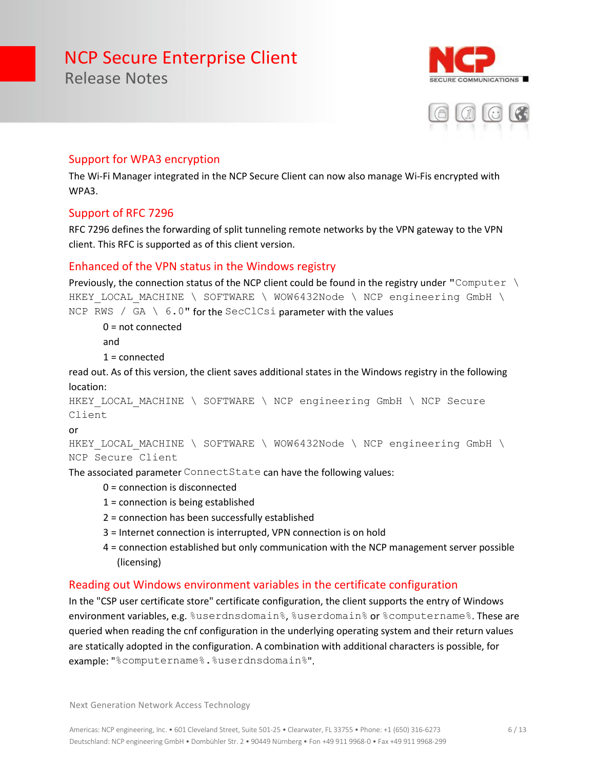## Support for WPA3 encryption

The Wi-Fi Manager integrated in the NCP Secure Client can now also manage Wi-Fis encrypted with WPA3.

## Support of RFC 7296

RFC 7296 defines the forwarding of split tunneling remote networks by the VPN gateway to the VPN client. This RFC is supported as of this client version.

## Enhanced of the VPN status in the Windows registry

Previously, the connection status of the NCP client could be found in the registry under "`Computer \ HKEY_LOCAL_MACHINE \ SOFTWARE \ WOW6432Node \ NCP engineering GmbH \ NCP RWS / GA \ 6.0`" for the `SecClCsi` parameter with the values

0 = not connected

and

1 = connected

read out. As of this version, the client saves additional states in the Windows registry in the following location:

`HKEY_LOCAL_MACHINE \ SOFTWARE \ NCP engineering GmbH \ NCP Secure Client`

or

`HKEY_LOCAL_MACHINE \ SOFTWARE \ WOW6432Node \ NCP engineering GmbH \ NCP Secure Client`

The associated parameter `ConnectState` can have the following values:

0 = connection is disconnected
1 = connection is being established
2 = connection has been successfully established
3 = Internet connection is interrupted, VPN connection is on hold
4 = connection established but only communication with the NCP management server possible (licensing)

## Reading out Windows environment variables in the certificate configuration

In the "CSP user certificate store" certificate configuration, the client supports the entry of Windows environment variables, e.g. `%userdnsdomain%`, `%userdomain%` or `%computername%`. These are queried when reading the cnf configuration in the underlying operating system and their return values are statically adopted in the configuration. A combination with additional characters is possible, for example: "`%computername%.%userdnsdomain%`".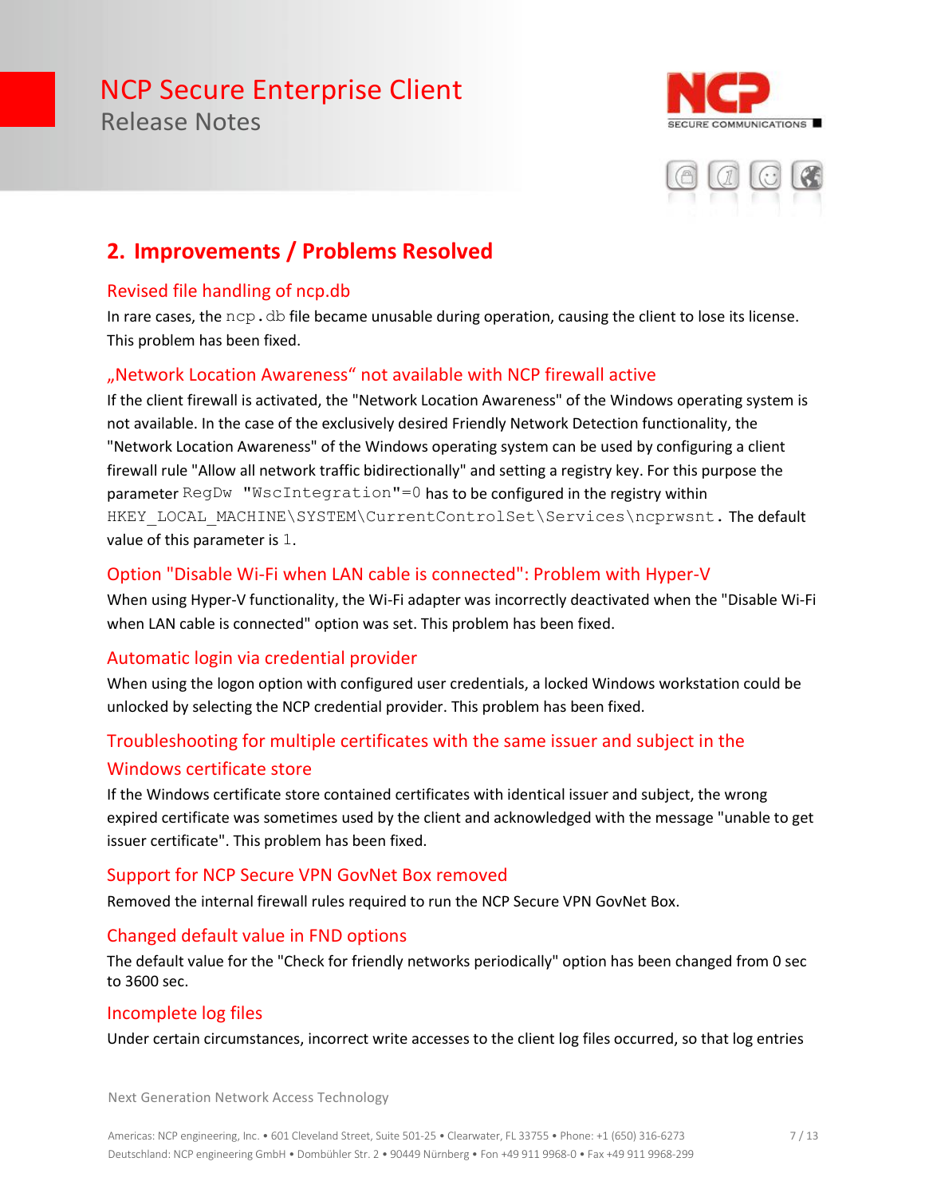## 2. Improvements / Problems Resolved

### Revised file handling of ncp.db

In rare cases, the `ncp.db` file became unusable during operation, causing the client to lose its license. This problem has been fixed.

### „Network Location Awareness“ not available with NCP firewall active

If the client firewall is activated, the "Network Location Awareness" of the Windows operating system is not available. In the case of the exclusively desired Friendly Network Detection functionality, the "Network Location Awareness" of the Windows operating system can be used by configuring a client firewall rule "Allow all network traffic bidirectionally" and setting a registry key. For this purpose the parameter `RegDw "WscIntegration"=0` has to be configured in the registry within `HKEY_LOCAL_MACHINE\SYSTEM\CurrentControlSet\Services\ncprwsnt`. The default value of this parameter is `1`.

### Option "Disable Wi-Fi when LAN cable is connected": Problem with Hyper-V

When using Hyper-V functionality, the Wi-Fi adapter was incorrectly deactivated when the "Disable Wi-Fi when LAN cable is connected" option was set. This problem has been fixed.

### Automatic login via credential provider

When using the logon option with configured user credentials, a locked Windows workstation could be unlocked by selecting the NCP credential provider. This problem has been fixed.

### Troubleshooting for multiple certificates with the same issuer and subject in the Windows certificate store

If the Windows certificate store contained certificates with identical issuer and subject, the wrong expired certificate was sometimes used by the client and acknowledged with the message "unable to get issuer certificate". This problem has been fixed.

### Support for NCP Secure VPN GovNet Box removed

Removed the internal firewall rules required to run the NCP Secure VPN GovNet Box.

### Changed default value in FND options

The default value for the "Check for friendly networks periodically" option has been changed from 0 sec to 3600 sec.

### Incomplete log files

Under certain circumstances, incorrect write accesses to the client log files occurred, so that log entries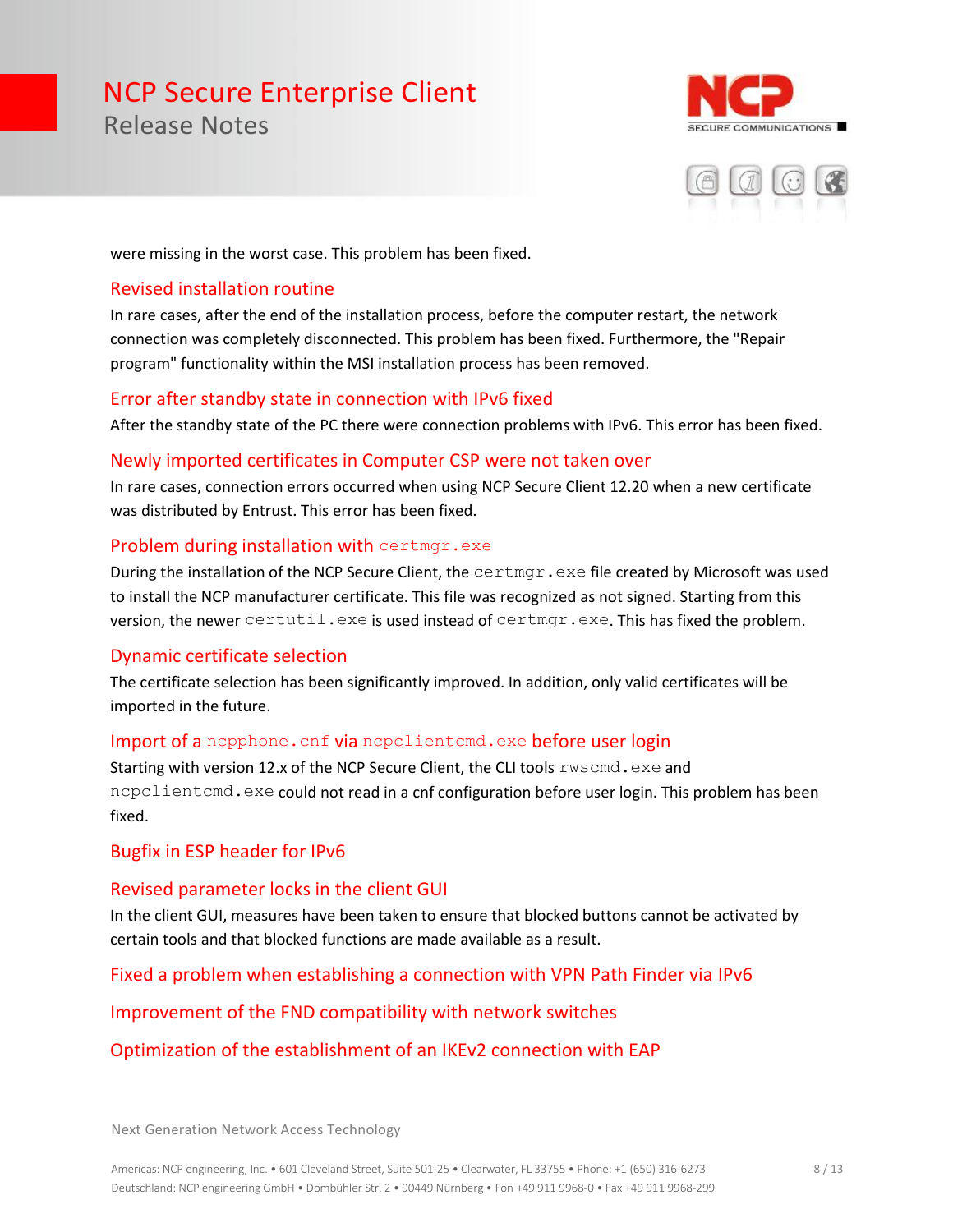were missing in the worst case. This problem has been fixed.

### Revised installation routine

In rare cases, after the end of the installation process, before the computer restart, the network connection was completely disconnected. This problem has been fixed. Furthermore, the "Repair program" functionality within the MSI installation process has been removed.

### Error after standby state in connection with IPv6 fixed

After the standby state of the PC there were connection problems with IPv6. This error has been fixed.

### Newly imported certificates in Computer CSP were not taken over

In rare cases, connection errors occurred when using NCP Secure Client 12.20 when a new certificate was distributed by Entrust. This error has been fixed.

### Problem during installation with `certmgr.exe`

During the installation of the NCP Secure Client, the `certmgr.exe` file created by Microsoft was used to install the NCP manufacturer certificate. This file was recognized as not signed. Starting from this version, the newer `certutil.exe` is used instead of `certmgr.exe`. This has fixed the problem.

### Dynamic certificate selection

The certificate selection has been significantly improved. In addition, only valid certificates will be imported in the future.

### Import of a `ncpphone.cnf` via `ncpclientcmd.exe` before user login

Starting with version 12.x of the NCP Secure Client, the CLI tools `rwscmd.exe` and `ncpclientcmd.exe` could not read in a cnf configuration before user login. This problem has been fixed.

### Bugfix in ESP header for IPv6

### Revised parameter locks in the client GUI

In the client GUI, measures have been taken to ensure that blocked buttons cannot be activated by certain tools and that blocked functions are made available as a result.

### Fixed a problem when establishing a connection with VPN Path Finder via IPv6

### Improvement of the FND compatibility with network switches

### Optimization of the establishment of an IKEv2 connection with EAP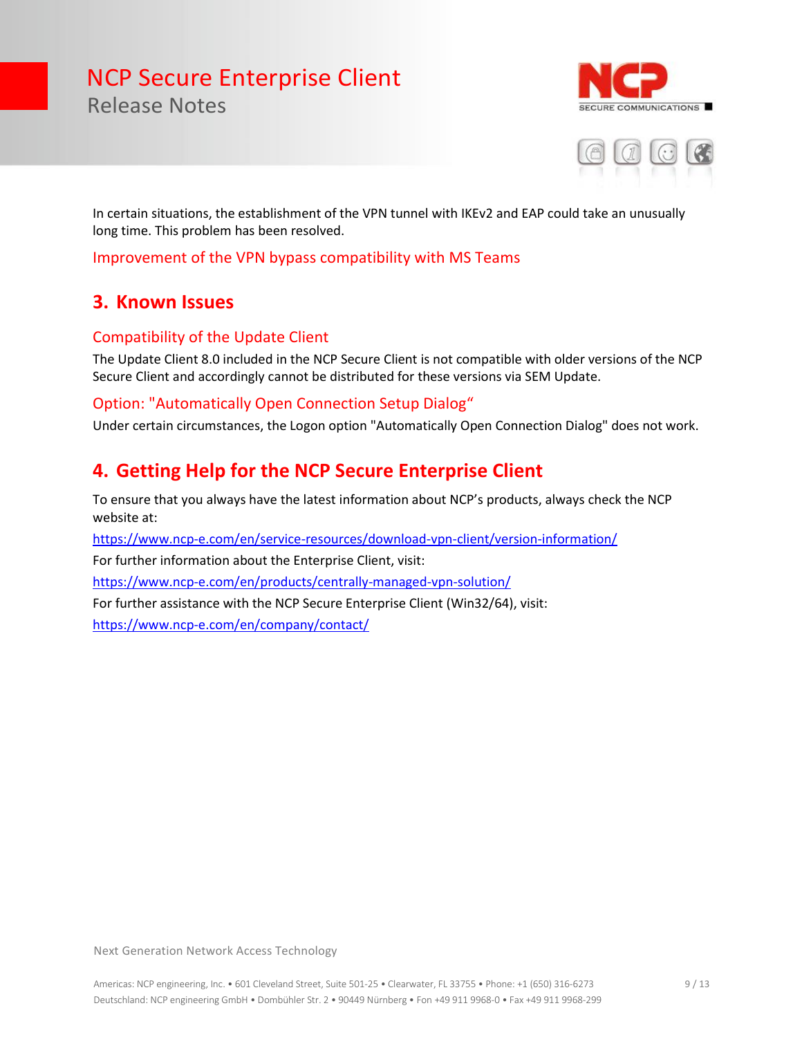In certain situations, the establishment of the VPN tunnel with IKEv2 and EAP could take an unusually long time. This problem has been resolved.

### Improvement of the VPN bypass compatibility with MS Teams

## 3. Known Issues

### Compatibility of the Update Client

The Update Client 8.0 included in the NCP Secure Client is not compatible with older versions of the NCP Secure Client and accordingly cannot be distributed for these versions via SEM Update.

### Option: "Automatically Open Connection Setup Dialog“

Under certain circumstances, the Logon option "Automatically Open Connection Dialog" does not work.

## 4. Getting Help for the NCP Secure Enterprise Client

To ensure that you always have the latest information about NCP’s products, always check the NCP website at:

https://www.ncp-e.com/en/service-resources/download-vpn-client/version-information/

For further information about the Enterprise Client, visit:

https://www.ncp-e.com/en/products/centrally-managed-vpn-solution/

For further assistance with the NCP Secure Enterprise Client (Win32/64), visit:

https://www.ncp-e.com/en/company/contact/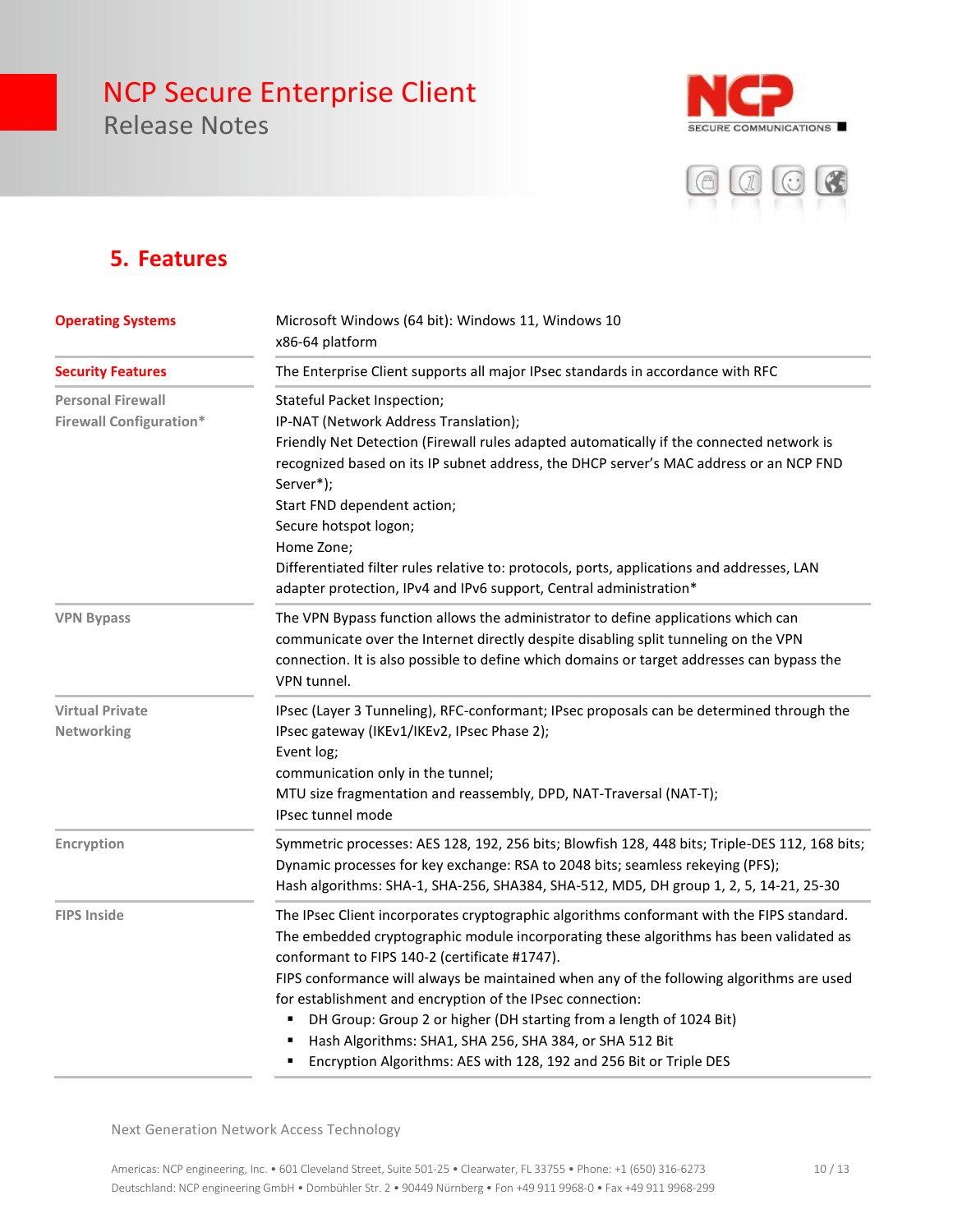## 5. Features

| | |
|---|---|
| **Operating Systems** | Microsoft Windows (64 bit): Windows 11, Windows 10<br>x86-64 platform |
| **Security Features** | The Enterprise Client supports all major IPsec standards in accordance with RFC |
| Personal Firewall<br>Firewall Configuration* | Stateful Packet Inspection;<br>IP-NAT (Network Address Translation);<br>Friendly Net Detection (Firewall rules adapted automatically if the connected network is recognized based on its IP subnet address, the DHCP server's MAC address or an NCP FND Server*);<br>Start FND dependent action;<br>Secure hotspot logon;<br>Home Zone;<br>Differentiated filter rules relative to: protocols, ports, applications and addresses, LAN adapter protection, IPv4 and IPv6 support, Central administration* |
| VPN Bypass | The VPN Bypass function allows the administrator to define applications which can communicate over the Internet directly despite disabling split tunneling on the VPN connection. It is also possible to define which domains or target addresses can bypass the VPN tunnel. |
| Virtual Private Networking | IPsec (Layer 3 Tunneling), RFC-conformant; IPsec proposals can be determined through the IPsec gateway (IKEv1/IKEv2, IPsec Phase 2);<br>Event log;<br>communication only in the tunnel;<br>MTU size fragmentation and reassembly, DPD, NAT-Traversal (NAT-T);<br>IPsec tunnel mode |
| Encryption | Symmetric processes: AES 128, 192, 256 bits; Blowfish 128, 448 bits; Triple-DES 112, 168 bits;<br>Dynamic processes for key exchange: RSA to 2048 bits; seamless rekeying (PFS);<br>Hash algorithms: SHA-1, SHA-256, SHA384, SHA-512, MD5, DH group 1, 2, 5, 14-21, 25-30 |
| FIPS Inside | The IPsec Client incorporates cryptographic algorithms conformant with the FIPS standard. The embedded cryptographic module incorporating these algorithms has been validated as conformant to FIPS 140-2 (certificate #1747).<br>FIPS conformance will always be maintained when any of the following algorithms are used for establishment and encryption of the IPsec connection:<br>▪ DH Group: Group 2 or higher (DH starting from a length of 1024 Bit)<br>▪ Hash Algorithms: SHA1, SHA 256, SHA 384, or SHA 512 Bit<br>▪ Encryption Algorithms: AES with 128, 192 and 256 Bit or Triple DES |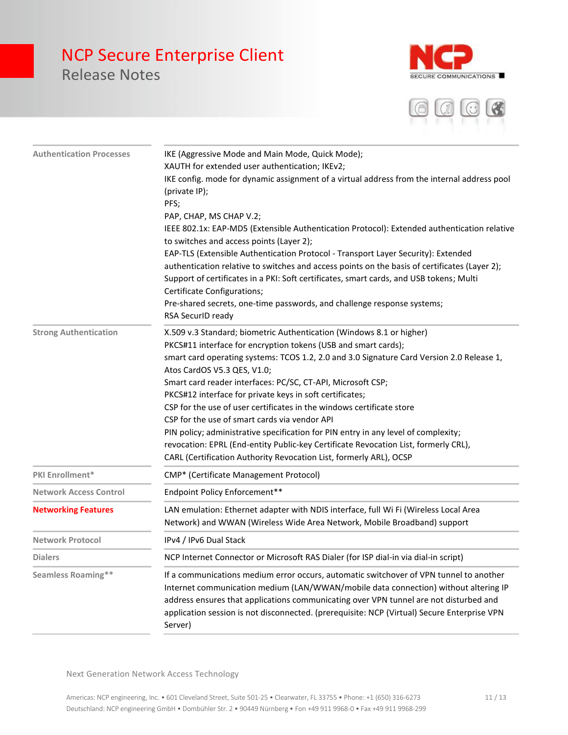| | |
|---|---|
| Authentication Processes | IKE (Aggressive Mode and Main Mode, Quick Mode);<br>XAUTH for extended user authentication; IKEv2;<br>IKE config. mode for dynamic assignment of a virtual address from the internal address pool (private IP);<br>PFS;<br>PAP, CHAP, MS CHAP V.2;<br>IEEE 802.1x: EAP-MD5 (Extensible Authentication Protocol): Extended authentication relative to switches and access points (Layer 2);<br>EAP-TLS (Extensible Authentication Protocol - Transport Layer Security): Extended authentication relative to switches and access points on the basis of certificates (Layer 2);<br>Support of certificates in a PKI: Soft certificates, smart cards, and USB tokens; Multi Certificate Configurations;<br>Pre-shared secrets, one-time passwords, and challenge response systems;<br>RSA SecurID ready |
| Strong Authentication | X.509 v.3 Standard; biometric Authentication (Windows 8.1 or higher)<br>PKCS#11 interface for encryption tokens (USB and smart cards);<br>smart card operating systems: TCOS 1.2, 2.0 and 3.0 Signature Card Version 2.0 Release 1, Atos CardOS V5.3 QES, V1.0;<br>Smart card reader interfaces: PC/SC, CT-API, Microsoft CSP;<br>PKCS#12 interface for private keys in soft certificates;<br>CSP for the use of user certificates in the windows certificate store<br>CSP for the use of smart cards via vendor API<br>PIN policy; administrative specification for PIN entry in any level of complexity;<br>revocation: EPRL (End-entity Public-key Certificate Revocation List, formerly CRL), CARL (Certification Authority Revocation List, formerly ARL), OCSP |
| PKI Enrollment* | CMP* (Certificate Management Protocol) |
| Network Access Control | Endpoint Policy Enforcement** |
| **Networking Features** | LAN emulation: Ethernet adapter with NDIS interface, full Wi Fi (Wireless Local Area Network) and WWAN (Wireless Wide Area Network, Mobile Broadband) support |
| Network Protocol | IPv4 / IPv6 Dual Stack |
| Dialers | NCP Internet Connector or Microsoft RAS Dialer (for ISP dial-in via dial-in script) |
| Seamless Roaming** | If a communications medium error occurs, automatic switchover of VPN tunnel to another Internet communication medium (LAN/WWAN/mobile data connection) without altering IP address ensures that applications communicating over VPN tunnel are not disturbed and application session is not disconnected. (prerequisite: NCP (Virtual) Secure Enterprise VPN Server) |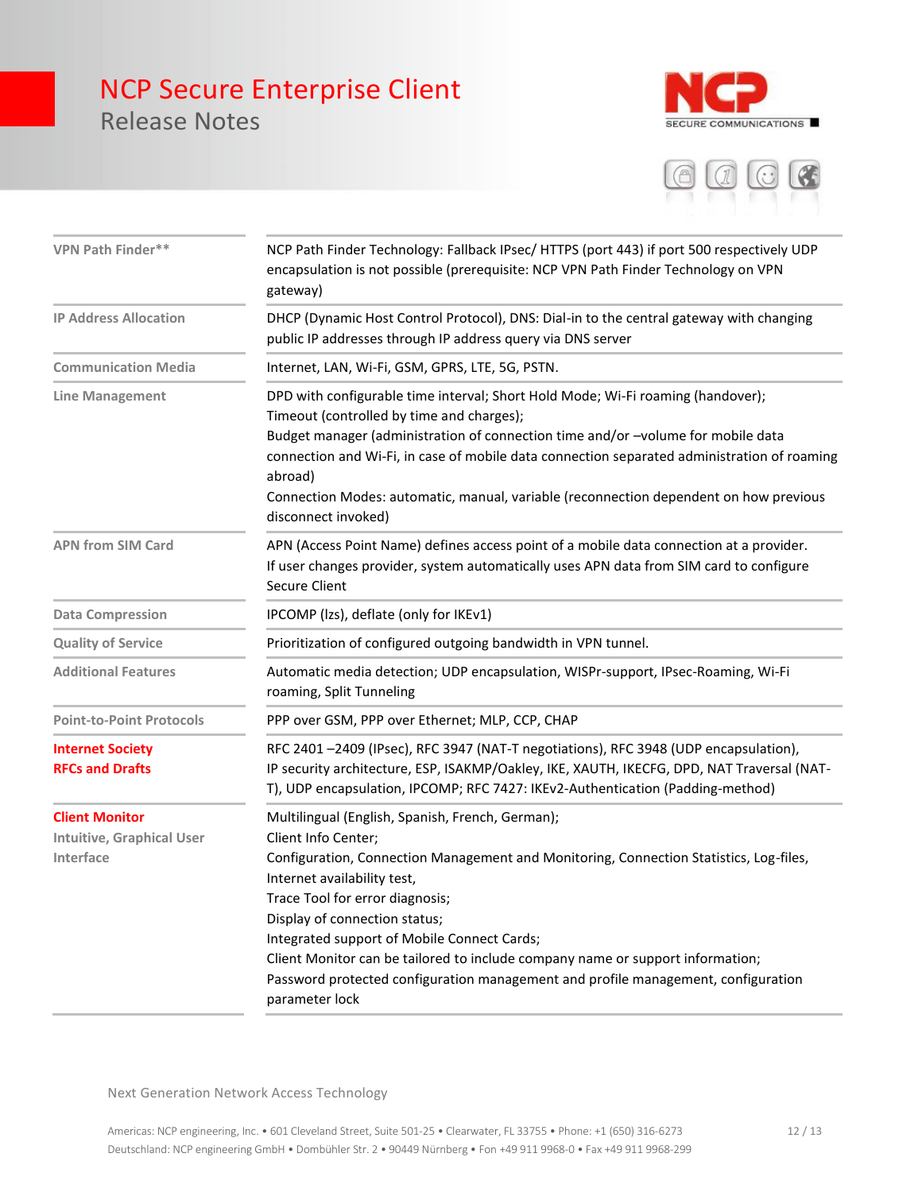| | |
|---|---|
| VPN Path Finder** | NCP Path Finder Technology: Fallback IPsec/ HTTPS (port 443) if port 500 respectively UDP encapsulation is not possible (prerequisite: NCP VPN Path Finder Technology on VPN gateway) |
| IP Address Allocation | DHCP (Dynamic Host Control Protocol), DNS: Dial-in to the central gateway with changing public IP addresses through IP address query via DNS server |
| Communication Media | Internet, LAN, Wi-Fi, GSM, GPRS, LTE, 5G, PSTN. |
| Line Management | DPD with configurable time interval; Short Hold Mode; Wi-Fi roaming (handover);<br>Timeout (controlled by time and charges);<br>Budget manager (administration of connection time and/or –volume for mobile data connection and Wi-Fi, in case of mobile data connection separated administration of roaming abroad)<br>Connection Modes: automatic, manual, variable (reconnection dependent on how previous disconnect invoked) |
| APN from SIM Card | APN (Access Point Name) defines access point of a mobile data connection at a provider.<br>If user changes provider, system automatically uses APN data from SIM card to configure Secure Client |
| Data Compression | IPCOMP (lzs), deflate (only for IKEv1) |
| Quality of Service | Prioritization of configured outgoing bandwidth in VPN tunnel. |
| Additional Features | Automatic media detection; UDP encapsulation, WISPr-support, IPsec-Roaming, Wi-Fi roaming, Split Tunneling |
| Point-to-Point Protocols | PPP over GSM, PPP over Ethernet; MLP, CCP, CHAP |
| **Internet Society RFCs and Drafts** | RFC 2401 –2409 (IPsec), RFC 3947 (NAT-T negotiations), RFC 3948 (UDP encapsulation), IP security architecture, ESP, ISAKMP/Oakley, IKE, XAUTH, IKECFG, DPD, NAT Traversal (NAT-T), UDP encapsulation, IPCOMP; RFC 7427: IKEv2-Authentication (Padding-method) |
| **Client Monitor**<br>Intuitive, Graphical User Interface | Multilingual (English, Spanish, French, German);<br>Client Info Center;<br>Configuration, Connection Management and Monitoring, Connection Statistics, Log-files, Internet availability test,<br>Trace Tool for error diagnosis;<br>Display of connection status;<br>Integrated support of Mobile Connect Cards;<br>Client Monitor can be tailored to include company name or support information;<br>Password protected configuration management and profile management, configuration parameter lock |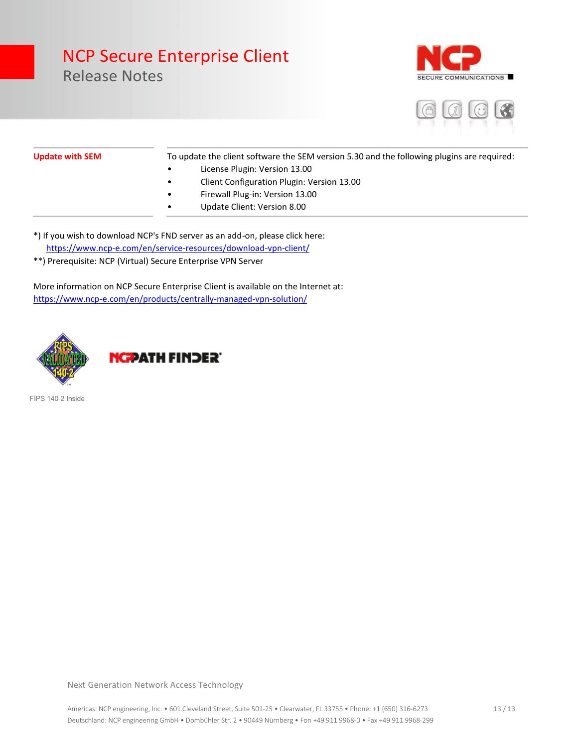| | |
|---|---|
| **Update with SEM** | To update the client software the SEM version 5.30 and the following plugins are required:<br>• License Plugin: Version 13.00<br>• Client Configuration Plugin: Version 13.00<br>• Firewall Plug-in: Version 13.00<br>• Update Client: Version 8.00 |

*) If you wish to download NCP's FND server as an add-on, please click here:
https://www.ncp-e.com/en/service-resources/download-vpn-client/

**) Prerequisite: NCP (Virtual) Secure Enterprise VPN Server

More information on NCP Secure Enterprise Client is available on the Internet at:
https://www.ncp-e.com/en/products/centrally-managed-vpn-solution/

FIPS 140-2 Inside

Next Generation Network Access Technology

Americas: NCP engineering, Inc. • 601 Cleveland Street, Suite 501-25 • Clearwater, FL 33755 • Phone: +1 (650) 316-6273
Deutschland: NCP engineering GmbH • Dombühler Str. 2 • 90449 Nürnberg • Fon +49 911 9968-0 • Fax +49 911 9968-299